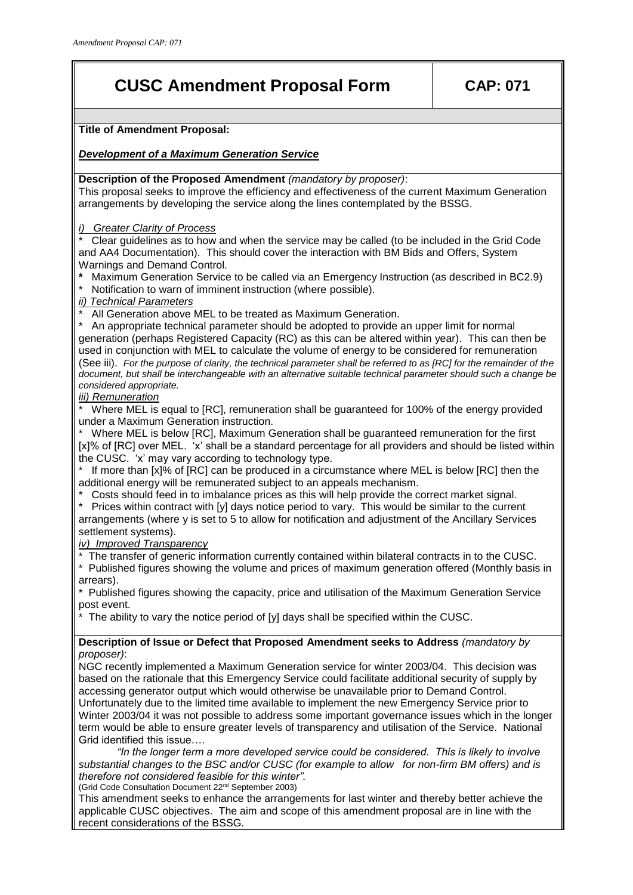# CUSC Amendment Proposal Form — CAP: 071

**Title of Amendment Proposal:**

***Development of a Maximum Generation Service***

**Description of the Proposed Amendment** *(mandatory by proposer)*:

This proposal seeks to improve the efficiency and effectiveness of the current Maximum Generation arrangements by developing the service along the lines contemplated by the BSSG.

*i) Greater Clarity of Process*

* Clear guidelines as to how and when the service may be called (to be included in the Grid Code and AA4 Documentation). This should cover the interaction with BM Bids and Offers, System Warnings and Demand Control.
* Maximum Generation Service to be called via an Emergency Instruction (as described in BC2.9)
* Notification to warn of imminent instruction (where possible).

*ii) Technical Parameters*

* All Generation above MEL to be treated as Maximum Generation.
* An appropriate technical parameter should be adopted to provide an upper limit for normal generation (perhaps Registered Capacity (RC) as this can be altered within year). This can then be used in conjunction with MEL to calculate the volume of energy to be considered for remuneration (See iii). *For the purpose of clarity, the technical parameter shall be referred to as [RC] for the remainder of the document, but shall be interchangeable with an alternative suitable technical parameter should such a change be considered appropriate.*

*iii) Remuneration*

* Where MEL is equal to [RC], remuneration shall be guaranteed for 100% of the energy provided under a Maximum Generation instruction.
* Where MEL is below [RC], Maximum Generation shall be guaranteed remuneration for the first [x]% of [RC] over MEL. 'x' shall be a standard percentage for all providers and should be listed within the CUSC. 'x' may vary according to technology type.
* If more than [x]% of [RC] can be produced in a circumstance where MEL is below [RC] then the additional energy will be remunerated subject to an appeals mechanism.
* Costs should feed in to imbalance prices as this will help provide the correct market signal.
* Prices within contract with [y] days notice period to vary. This would be similar to the current arrangements (where y is set to 5 to allow for notification and adjustment of the Ancillary Services settlement systems).

*iv) Improved Transparency*

* The transfer of generic information currently contained within bilateral contracts in to the CUSC.
* Published figures showing the volume and prices of maximum generation offered (Monthly basis in arrears).
* Published figures showing the capacity, price and utilisation of the Maximum Generation Service post event.
* The ability to vary the notice period of [y] days shall be specified within the CUSC.

**Description of Issue or Defect that Proposed Amendment seeks to Address** *(mandatory by proposer)*:

NGC recently implemented a Maximum Generation service for winter 2003/04. This decision was based on the rationale that this Emergency Service could facilitate additional security of supply by accessing generator output which would otherwise be unavailable prior to Demand Control. Unfortunately due to the limited time available to implement the new Emergency Service prior to Winter 2003/04 it was not possible to address some important governance issues which in the longer term would be able to ensure greater levels of transparency and utilisation of the Service. National Grid identified this issue….

*"In the longer term a more developed service could be considered. This is likely to involve substantial changes to the BSC and/or CUSC (for example to allow for non-firm BM offers) and is therefore not considered feasible for this winter".*

(Grid Code Consultation Document 22nd September 2003)

This amendment seeks to enhance the arrangements for last winter and thereby better achieve the applicable CUSC objectives. The aim and scope of this amendment proposal are in line with the recent considerations of the BSSG.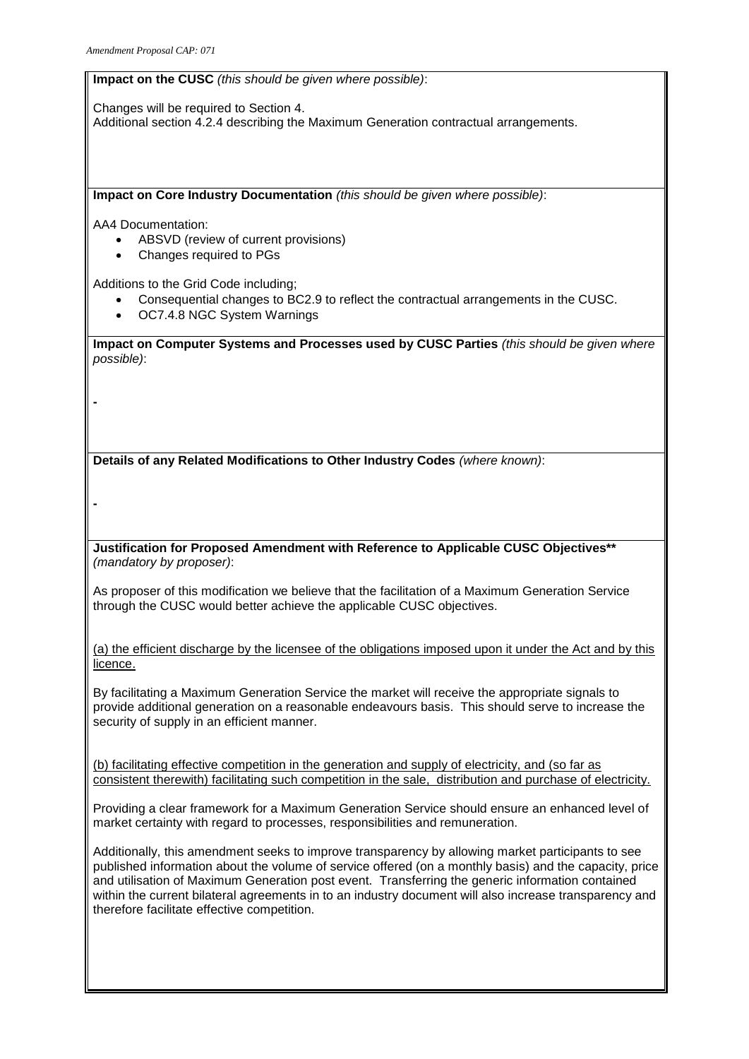**Impact on the CUSC** *(this should be given where possible)*:

Changes will be required to Section 4.
Additional section 4.2.4 describing the Maximum Generation contractual arrangements.

**Impact on Core Industry Documentation** *(this should be given where possible)*:

AA4 Documentation:

- ABSVD (review of current provisions)
- Changes required to PGs

Additions to the Grid Code including;

- Consequential changes to BC2.9 to reflect the contractual arrangements in the CUSC.
- OC7.4.8 NGC System Warnings

**Impact on Computer Systems and Processes used by CUSC Parties** *(this should be given where possible)*:

-

**Details of any Related Modifications to Other Industry Codes** *(where known)*:

-

**Justification for Proposed Amendment with Reference to Applicable CUSC Objectives**** *(mandatory by proposer)*:

As proposer of this modification we believe that the facilitation of a Maximum Generation Service through the CUSC would better achieve the applicable CUSC objectives.

<u>(a) the efficient discharge by the licensee of the obligations imposed upon it under the Act and by this licence.</u>

By facilitating a Maximum Generation Service the market will receive the appropriate signals to provide additional generation on a reasonable endeavours basis. This should serve to increase the security of supply in an efficient manner.

<u>(b) facilitating effective competition in the generation and supply of electricity, and (so far as consistent therewith) facilitating such competition in the sale, distribution and purchase of electricity.</u>

Providing a clear framework for a Maximum Generation Service should ensure an enhanced level of market certainty with regard to processes, responsibilities and remuneration.

Additionally, this amendment seeks to improve transparency by allowing market participants to see published information about the volume of service offered (on a monthly basis) and the capacity, price and utilisation of Maximum Generation post event. Transferring the generic information contained within the current bilateral agreements in to an industry document will also increase transparency and therefore facilitate effective competition.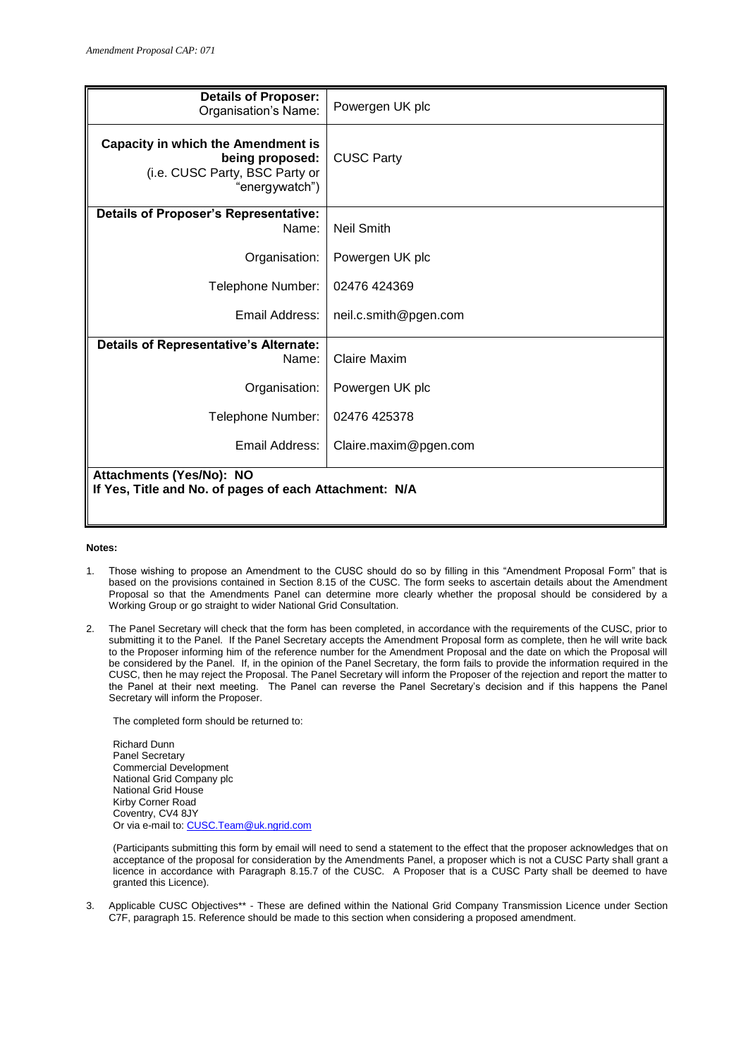| | |
|---|---|
| **Details of Proposer:** Organisation's Name: | Powergen UK plc |
| **Capacity in which the Amendment is being proposed:** (i.e. CUSC Party, BSC Party or "energywatch") | CUSC Party |
| **Details of Proposer's Representative:** Name: | Neil Smith |
| Organisation: | Powergen UK plc |
| Telephone Number: | 02476 424369 |
| Email Address: | neil.c.smith@pgen.com |
| **Details of Representative's Alternate:** Name: | Claire Maxim |
| Organisation: | Powergen UK plc |
| Telephone Number: | 02476 425378 |
| Email Address: | Claire.maxim@pgen.com |
| **Attachments (Yes/No): NO** **If Yes, Title and No. of pages of each Attachment: N/A** | |

**Notes:**

1. Those wishing to propose an Amendment to the CUSC should do so by filling in this "Amendment Proposal Form" that is based on the provisions contained in Section 8.15 of the CUSC. The form seeks to ascertain details about the Amendment Proposal so that the Amendments Panel can determine more clearly whether the proposal should be considered by a Working Group or go straight to wider National Grid Consultation.

2. The Panel Secretary will check that the form has been completed, in accordance with the requirements of the CUSC, prior to submitting it to the Panel. If the Panel Secretary accepts the Amendment Proposal form as complete, then he will write back to the Proposer informing him of the reference number for the Amendment Proposal and the date on which the Proposal will be considered by the Panel. If, in the opinion of the Panel Secretary, the form fails to provide the information required in the CUSC, then he may reject the Proposal. The Panel Secretary will inform the Proposer of the rejection and report the matter to the Panel at their next meeting. The Panel can reverse the Panel Secretary's decision and if this happens the Panel Secretary will inform the Proposer.

   The completed form should be returned to:

   Richard Dunn
   Panel Secretary
   Commercial Development
   National Grid Company plc
   National Grid House
   Kirby Corner Road
   Coventry, CV4 8JY
   Or via e-mail to: CUSC.Team@uk.ngrid.com

   (Participants submitting this form by email will need to send a statement to the effect that the proposer acknowledges that on acceptance of the proposal for consideration by the Amendments Panel, a proposer which is not a CUSC Party shall grant a licence in accordance with Paragraph 8.15.7 of the CUSC. A Proposer that is a CUSC Party shall be deemed to have granted this Licence).

3. Applicable CUSC Objectives** - These are defined within the National Grid Company Transmission Licence under Section C7F, paragraph 15. Reference should be made to this section when considering a proposed amendment.